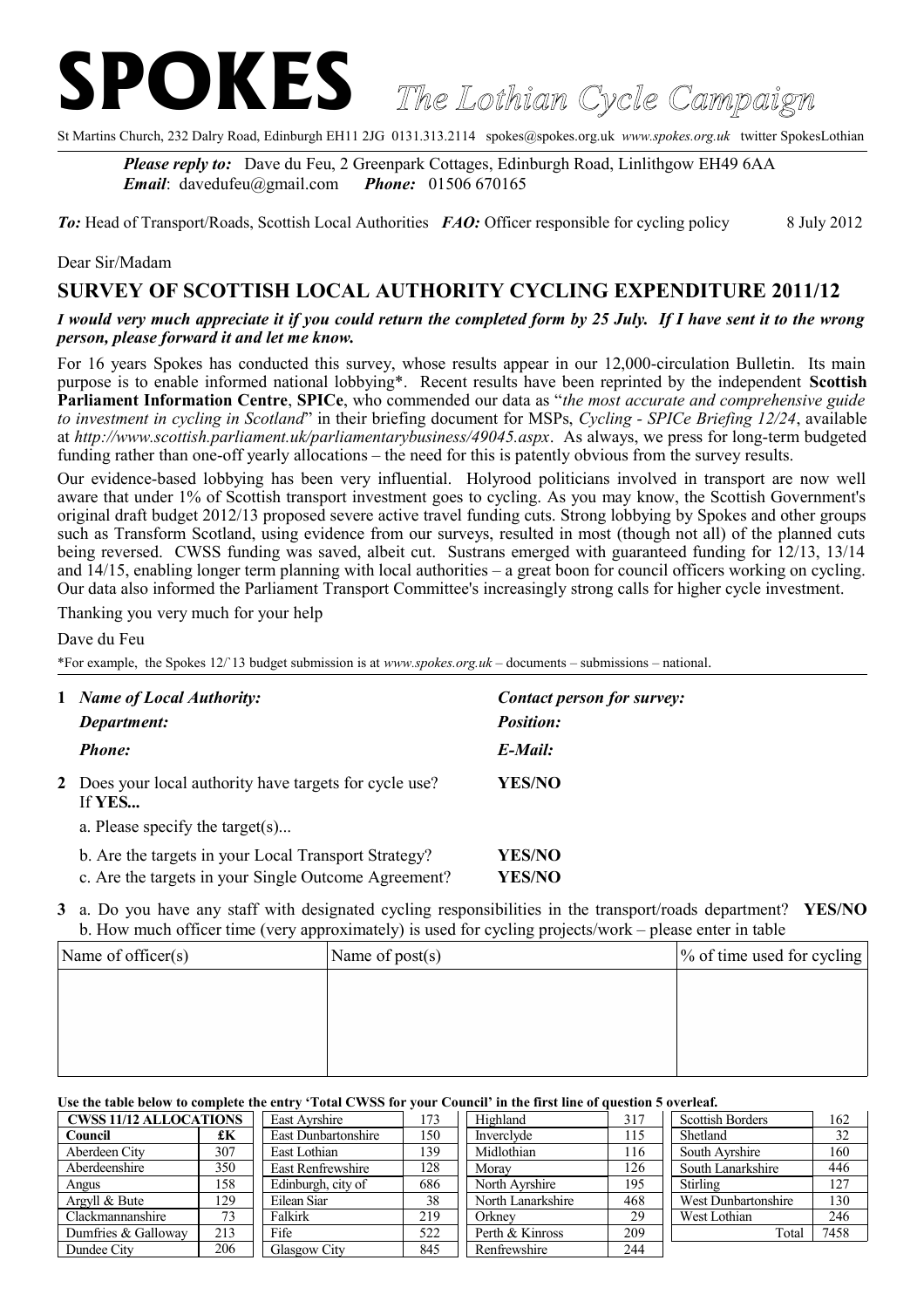# SPOKES *The Lothian Cycle Campaign*

St Martins Church, 232 Dalry Road, Edinburgh EH11 2JG 0131.313.2114 spokes@spokes.org.uk *www.spokes.org.uk* twitter SpokesLothian

***Please reply to:*** Dave du Feu, 2 Greenpark Cottages, Edinburgh Road, Linlithgow EH49 6AA
***Email***: davedufeu@gmail.com ***Phone:*** 01506 670165

***To:*** Head of Transport/Roads, Scottish Local Authorities ***FAO:*** Officer responsible for cycling policy 8 July 2012

Dear Sir/Madam

## SURVEY OF SCOTTISH LOCAL AUTHORITY CYCLING EXPENDITURE 2011/12

***I would very much appreciate it if you could return the completed form by 25 July. If I have sent it to the wrong person, please forward it and let me know.***

For 16 years Spokes has conducted this survey, whose results appear in our 12,000-circulation Bulletin. Its main purpose is to enable informed national lobbying*. Recent results have been reprinted by the independent **Scottish Parliament Information Centre**, **SPICe**, who commended our data as "*the most accurate and comprehensive guide to investment in cycling in Scotland*" in their briefing document for MSPs, *Cycling - SPICe Briefing 12/24*, available at *http://www.scottish.parliament.uk/parliamentarybusiness/49045.aspx*. As always, we press for long-term budgeted funding rather than one-off yearly allocations – the need for this is patently obvious from the survey results.

Our evidence-based lobbying has been very influential. Holyrood politicians involved in transport are now well aware that under 1% of Scottish transport investment goes to cycling. As you may know, the Scottish Government's original draft budget 2012/13 proposed severe active travel funding cuts. Strong lobbying by Spokes and other groups such as Transform Scotland, using evidence from our surveys, resulted in most (though not all) of the planned cuts being reversed. CWSS funding was saved, albeit cut. Sustrans emerged with guaranteed funding for 12/13, 13/14 and 14/15, enabling longer term planning with local authorities – a great boon for council officers working on cycling. Our data also informed the Parliament Transport Committee's increasingly strong calls for higher cycle investment.

Thanking you very much for your help

Dave du Feu

*For example, the Spokes 12/`13 budget submission is at *www.spokes.org.uk* – documents – submissions – national.

**1** ***Name of Local Authority:*** ***Contact person for survey:***
***Department:*** ***Position:***
***Phone:*** ***E-Mail:***

**2** Does your local authority have targets for cycle use? **YES/NO**
If **YES...**

a. Please specify the target(s)...

b. Are the targets in your Local Transport Strategy? **YES/NO**
c. Are the targets in your Single Outcome Agreement? **YES/NO**

**3** a. Do you have any staff with designated cycling responsibilities in the transport/roads department? **YES/NO**
b. How much officer time (very approximately) is used for cycling projects/work – please enter in table

| Name of officer(s) | Name of post(s) | % of time used for cycling |
|---|---|---|
| | | |

**Use the table below to complete the entry 'Total CWSS for your Council' in the first line of question 5 overleaf.**

| CWSS 11/12 ALLOCATIONS | |
|---|---|
| **Council** | **£K** |
| Aberdeen City | 307 |
| Aberdeenshire | 350 |
| Angus | 158 |
| Argyll & Bute | 129 |
| Clackmannanshire | 73 |
| Dumfries & Galloway | 213 |
| Dundee City | 206 |
| East Ayrshire | 173 |
| East Dunbartonshire | 150 |
| East Lothian | 139 |
| East Renfrewshire | 128 |
| Edinburgh, city of | 686 |
| Eilean Siar | 38 |
| Falkirk | 219 |
| Fife | 522 |
| Glasgow City | 845 |
| Highland | 317 |
| Inverclyde | 115 |
| Midlothian | 116 |
| Moray | 126 |
| North Ayrshire | 195 |
| North Lanarkshire | 468 |
| Orkney | 29 |
| Perth & Kinross | 209 |
| Renfrewshire | 244 |
| Scottish Borders | 162 |
| Shetland | 32 |
| South Ayrshire | 160 |
| South Lanarkshire | 446 |
| Stirling | 127 |
| West Dunbartonshire | 130 |
| West Lothian | 246 |
| Total | 7458 |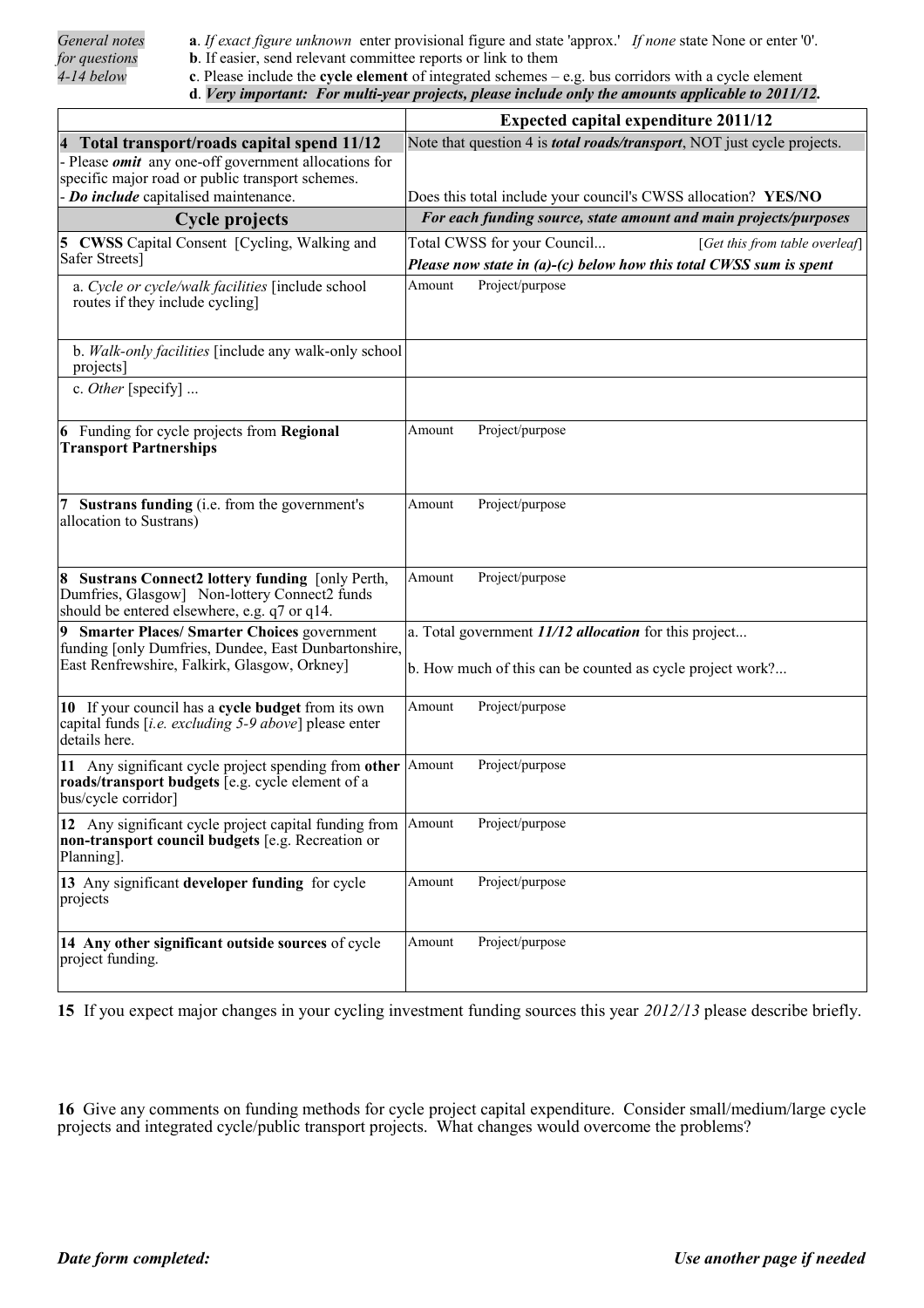*General notes for questions 4-14 below*

**a**. *If exact figure unknown* enter provisional figure and state 'approx.' *If none* state None or enter '0'.
**b**. If easier, send relevant committee reports or link to them
**c**. Please include the **cycle element** of integrated schemes – e.g. bus corridors with a cycle element
**d**. ***Very important: For multi-year projects, please include only the amounts applicable to 2011/12.***

| | **Expected capital expenditure 2011/12** |
|---|---|
| **4 Total transport/roads capital spend 11/12**<br>- Please ***omit*** any one-off government allocations for specific major road or public transport schemes.<br>- ***Do include*** capitalised maintenance. | Note that question 4 is ***total roads/transport***, NOT just cycle projects.<br><br>Does this total include your council's CWSS allocation? **YES/NO** |
| **Cycle projects** | ***For each funding source, state amount and main projects/purposes*** |
| **5 CWSS** Capital Consent [Cycling, Walking and Safer Streets] | Total CWSS for your Council... [*Get this from table overleaf*]<br>***Please now state in (a)-(c) below how this total CWSS sum is spent*** |
| a. *Cycle or cycle/walk facilities* [include school routes if they include cycling] | Amount Project/purpose |
| b. *Walk-only facilities* [include any walk-only school projects] | |
| c. *Other* [specify] ... | |
| **6** Funding for cycle projects from **Regional Transport Partnerships** | Amount Project/purpose |
| **7 Sustrans funding** (i.e. from the government's allocation to Sustrans) | Amount Project/purpose |
| **8 Sustrans Connect2 lottery funding** [only Perth, Dumfries, Glasgow] Non-lottery Connect2 funds should be entered elsewhere, e.g. q7 or q14. | Amount Project/purpose |
| **9 Smarter Places/ Smarter Choices** government funding [only Dumfries, Dundee, East Dunbartonshire, East Renfrewshire, Falkirk, Glasgow, Orkney] | a. Total government ***11/12 allocation*** for this project...<br><br>b. How much of this can be counted as cycle project work?... |
| **10** If your council has a **cycle budget** from its own capital funds [*i.e. excluding 5-9 above*] please enter details here. | Amount Project/purpose |
| **11** Any significant cycle project spending from **other roads/transport budgets** [e.g. cycle element of a bus/cycle corridor] | Amount Project/purpose |
| **12** Any significant cycle project capital funding from **non-transport council budgets** [e.g. Recreation or Planning]. | Amount Project/purpose |
| **13** Any significant **developer funding** for cycle projects | Amount Project/purpose |
| **14 Any other significant outside sources** of cycle project funding. | Amount Project/purpose |

**15** If you expect major changes in your cycling investment funding sources this year *2012/13* please describe briefly.

**16** Give any comments on funding methods for cycle project capital expenditure. Consider small/medium/large cycle projects and integrated cycle/public transport projects. What changes would overcome the problems?

***Date form completed:*** ***Use another page if needed***